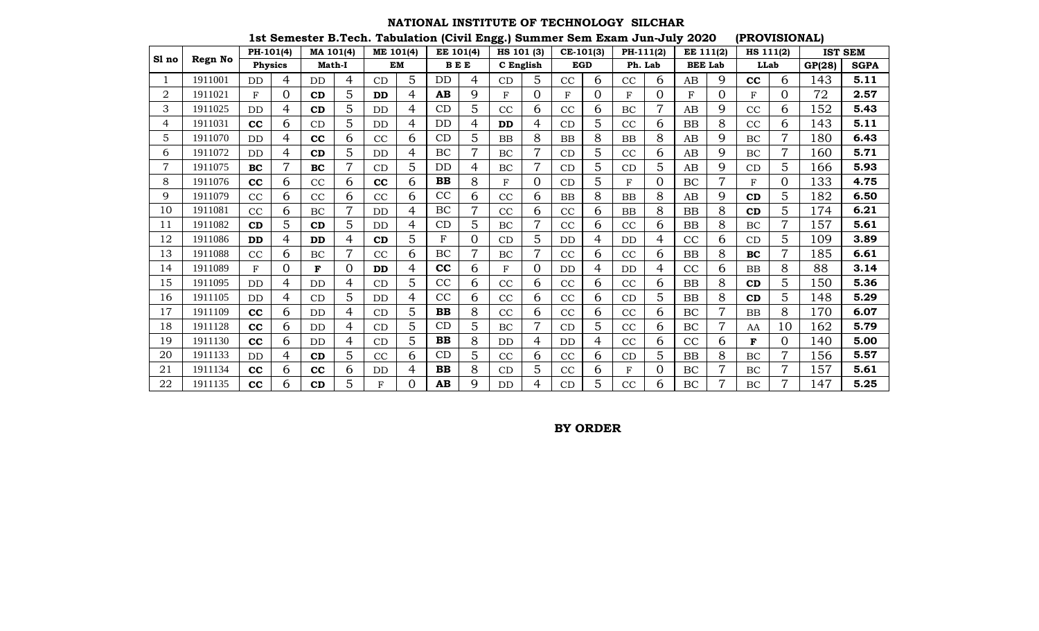# NATIONAL INSTITUTE OF TECHNOLOGY SILCHAR

## 1st Semester B.Tech. Tabulation (Civil Engg.) Summer Sem Exam Jun-July 2020 (PROVISIONAL)

| Sl no | Regn No | PH-101(4) | | MA 101(4) | | ME 101(4) | | EE 101(4) | | HS 101 (3) | | CE-101(3) | | PH-111(2) | | EE 111(2) | | HS 111(2) | | IST SEM | |
|---|---|---|---|---|---|---|---|---|---|---|---|---|---|---|---|---|---|---|---|---|---|
| | | Physics | | Math-I | | EM | | B E E | | C English | | EGD | | Ph. Lab | | BEE Lab | | LLab | | GP(28) | SGPA |
| 1 | 1911001 | DD | 4 | DD | 4 | CD | 5 | DD | 4 | CD | 5 | CC | 6 | CC | 6 | AB | 9 | **CC** | 6 | 143 | **5.11** |
| 2 | 1911021 | F | 0 | **CD** | 5 | **DD** | 4 | **AB** | 9 | F | 0 | F | 0 | F | 0 | F | 0 | F | 0 | 72 | **2.57** |
| 3 | 1911025 | DD | 4 | **CD** | 5 | DD | 4 | CD | 5 | CC | 6 | CC | 6 | BC | 7 | AB | 9 | CC | 6 | 152 | **5.43** |
| 4 | 1911031 | **CC** | 6 | CD | 5 | DD | 4 | DD | 4 | **DD** | 4 | CD | 5 | CC | 6 | BB | 8 | CC | 6 | 143 | **5.11** |
| 5 | 1911070 | DD | 4 | **CC** | 6 | CC | 6 | CD | 5 | BB | 8 | BB | 8 | BB | 8 | AB | 9 | BC | 7 | 180 | **6.43** |
| 6 | 1911072 | DD | 4 | **CD** | 5 | DD | 4 | BC | 7 | BC | 7 | CD | 5 | CC | 6 | AB | 9 | BC | 7 | 160 | **5.71** |
| 7 | 1911075 | **BC** | 7 | **BC** | 7 | CD | 5 | DD | 4 | BC | 7 | CD | 5 | CD | 5 | AB | 9 | CD | 5 | 166 | **5.93** |
| 8 | 1911076 | **CC** | 6 | CC | 6 | **CC** | 6 | **BB** | 8 | F | 0 | CD | 5 | F | 0 | BC | 7 | F | 0 | 133 | **4.75** |
| 9 | 1911079 | CC | 6 | CC | 6 | CC | 6 | CC | 6 | CC | 6 | BB | 8 | BB | 8 | AB | 9 | **CD** | 5 | 182 | **6.50** |
| 10 | 1911081 | CC | 6 | BC | 7 | DD | 4 | BC | 7 | CC | 6 | CC | 6 | BB | 8 | BB | 8 | **CD** | 5 | 174 | **6.21** |
| 11 | 1911082 | **CD** | 5 | **CD** | 5 | DD | 4 | CD | 5 | BC | 7 | CC | 6 | CC | 6 | BB | 8 | BC | 7 | 157 | **5.61** |
| 12 | 1911086 | **DD** | 4 | **DD** | 4 | **CD** | 5 | F | 0 | CD | 5 | DD | 4 | DD | 4 | CC | 6 | CD | 5 | 109 | **3.89** |
| 13 | 1911088 | CC | 6 | BC | 7 | CC | 6 | BC | 7 | BC | 7 | CC | 6 | CC | 6 | BB | 8 | **BC** | 7 | 185 | **6.61** |
| 14 | 1911089 | F | 0 | **F** | 0 | **DD** | 4 | **CC** | 6 | F | 0 | DD | 4 | DD | 4 | CC | 6 | BB | 8 | 88 | **3.14** |
| 15 | 1911095 | DD | 4 | DD | 4 | CD | 5 | CC | 6 | CC | 6 | CC | 6 | CC | 6 | BB | 8 | **CD** | 5 | 150 | **5.36** |
| 16 | 1911105 | DD | 4 | CD | 5 | DD | 4 | CC | 6 | CC | 6 | CC | 6 | CD | 5 | BB | 8 | **CD** | 5 | 148 | **5.29** |
| 17 | 1911109 | **CC** | 6 | DD | 4 | CD | 5 | **BB** | 8 | CC | 6 | CC | 6 | CC | 6 | BC | 7 | BB | 8 | 170 | **6.07** |
| 18 | 1911128 | **CC** | 6 | DD | 4 | CD | 5 | CD | 5 | BC | 7 | CD | 5 | CC | 6 | BC | 7 | AA | 10 | 162 | **5.79** |
| 19 | 1911130 | **CC** | 6 | DD | 4 | CD | 5 | **BB** | 8 | DD | 4 | DD | 4 | CC | 6 | CC | 6 | **F** | 0 | 140 | **5.00** |
| 20 | 1911133 | DD | 4 | **CD** | 5 | CC | 6 | CD | 5 | CC | 6 | CC | 6 | CD | 5 | BB | 8 | BC | 7 | 156 | **5.57** |
| 21 | 1911134 | **CC** | 6 | **CC** | 6 | DD | 4 | **BB** | 8 | CD | 5 | CC | 6 | F | 0 | BC | 7 | BC | 7 | 157 | **5.61** |
| 22 | 1911135 | **CC** | 6 | **CD** | 5 | F | 0 | **AB** | 9 | DD | 4 | CD | 5 | CC | 6 | BC | 7 | BC | 7 | 147 | **5.25** |

**BY ORDER**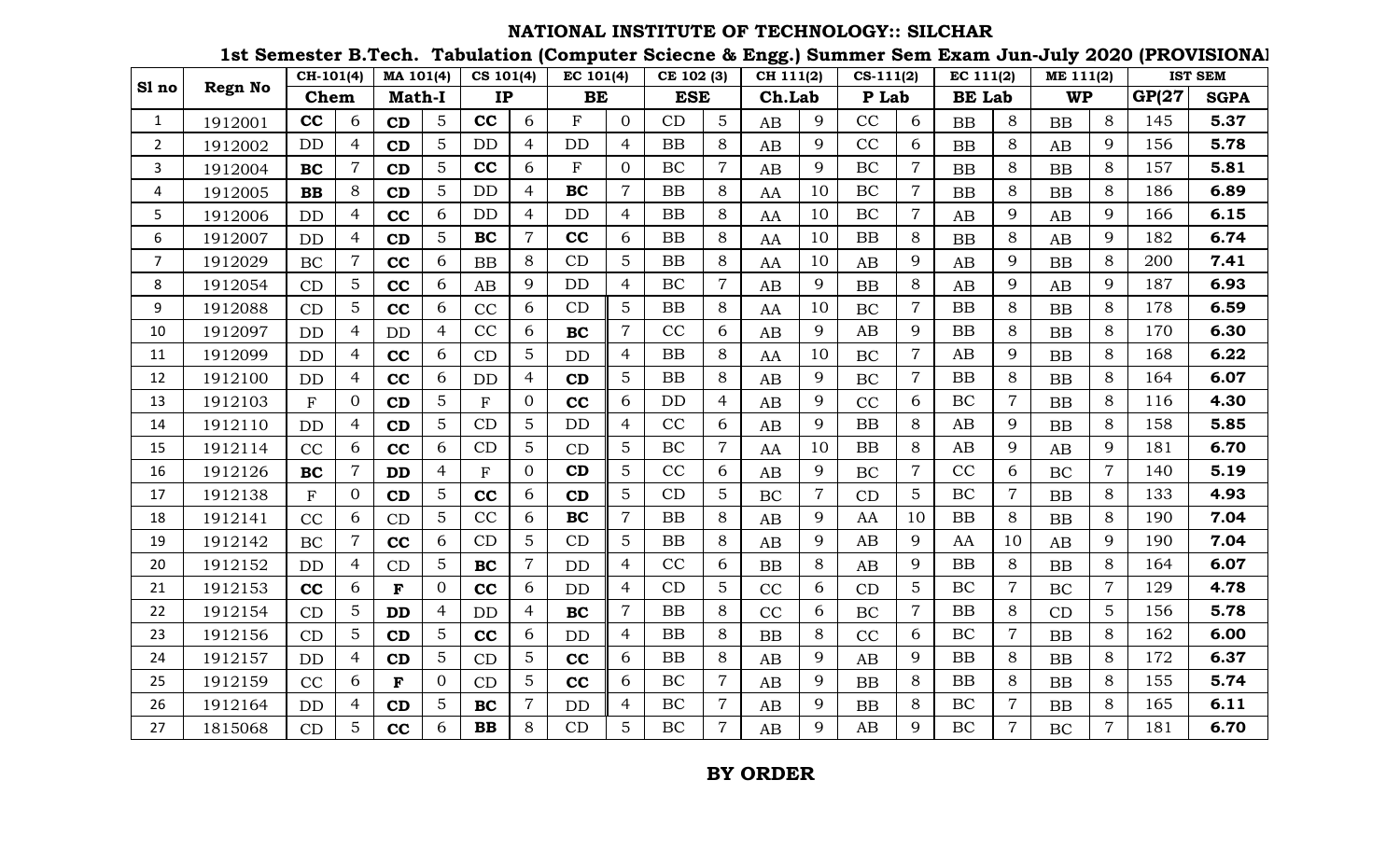# NATIONAL INSTITUTE OF TECHNOLOGY:: SILCHAR

## 1st Semester B.Tech. Tabulation (Computer Sciecne & Engg.) Summer Sem Exam Jun-July 2020 (PROVISIONAL

| Sl no | Regn No | CH-101(4) | | MA 101(4) | | CS 101(4) | | EC 101(4) | | CE 102 (3) | | CH 111(2) | | CS-111(2) | | EC 111(2) | | ME 111(2) | | IST SEM | |
|---|---|---|---|---|---|---|---|---|---|---|---|---|---|---|---|---|---|---|---|---|---|
| | | Chem | | Math-I | | IP | | BE | | ESE | | Ch.Lab | | P Lab | | BE Lab | | WP | | GP(27 | SGPA |
| 1 | 1912001 | **CC** | 6 | **CD** | 5 | **CC** | 6 | F | 0 | CD | 5 | AB | 9 | CC | 6 | BB | 8 | BB | 8 | 145 | **5.37** |
| 2 | 1912002 | DD | 4 | **CD** | 5 | DD | 4 | DD | 4 | BB | 8 | AB | 9 | CC | 6 | BB | 8 | AB | 9 | 156 | **5.78** |
| 3 | 1912004 | **BC** | 7 | **CD** | 5 | **CC** | 6 | F | 0 | BC | 7 | AB | 9 | BC | 7 | BB | 8 | BB | 8 | 157 | **5.81** |
| 4 | 1912005 | **BB** | 8 | **CD** | 5 | DD | 4 | **BC** | 7 | BB | 8 | AA | 10 | BC | 7 | BB | 8 | BB | 8 | 186 | **6.89** |
| 5 | 1912006 | DD | 4 | **CC** | 6 | DD | 4 | DD | 4 | BB | 8 | AA | 10 | BC | 7 | AB | 9 | AB | 9 | 166 | **6.15** |
| 6 | 1912007 | DD | 4 | **CD** | 5 | **BC** | 7 | **CC** | 6 | BB | 8 | AA | 10 | BB | 8 | BB | 8 | AB | 9 | 182 | **6.74** |
| 7 | 1912029 | BC | 7 | **CC** | 6 | BB | 8 | CD | 5 | BB | 8 | AA | 10 | AB | 9 | AB | 9 | BB | 8 | 200 | **7.41** |
| 8 | 1912054 | CD | 5 | **CC** | 6 | AB | 9 | DD | 4 | BC | 7 | AB | 9 | BB | 8 | AB | 9 | AB | 9 | 187 | **6.93** |
| 9 | 1912088 | CD | 5 | **CC** | 6 | CC | 6 | CD | 5 | BB | 8 | AA | 10 | BC | 7 | BB | 8 | BB | 8 | 178 | **6.59** |
| 10 | 1912097 | DD | 4 | DD | 4 | CC | 6 | **BC** | 7 | CC | 6 | AB | 9 | AB | 9 | BB | 8 | BB | 8 | 170 | **6.30** |
| 11 | 1912099 | DD | 4 | **CC** | 6 | CD | 5 | DD | 4 | BB | 8 | AA | 10 | BC | 7 | AB | 9 | BB | 8 | 168 | **6.22** |
| 12 | 1912100 | DD | 4 | **CC** | 6 | DD | 4 | **CD** | 5 | BB | 8 | AB | 9 | BC | 7 | BB | 8 | BB | 8 | 164 | **6.07** |
| 13 | 1912103 | F | 0 | **CD** | 5 | F | 0 | **CC** | 6 | DD | 4 | AB | 9 | CC | 6 | BC | 7 | BB | 8 | 116 | **4.30** |
| 14 | 1912110 | DD | 4 | **CD** | 5 | CD | 5 | DD | 4 | CC | 6 | AB | 9 | BB | 8 | AB | 9 | BB | 8 | 158 | **5.85** |
| 15 | 1912114 | CC | 6 | **CC** | 6 | CD | 5 | CD | 5 | BC | 7 | AA | 10 | BB | 8 | AB | 9 | AB | 9 | 181 | **6.70** |
| 16 | 1912126 | **BC** | 7 | **DD** | 4 | F | 0 | **CD** | 5 | CC | 6 | AB | 9 | BC | 7 | CC | 6 | BC | 7 | 140 | **5.19** |
| 17 | 1912138 | F | 0 | **CD** | 5 | **CC** | 6 | **CD** | 5 | CD | 5 | BC | 7 | CD | 5 | BC | 7 | BB | 8 | 133 | **4.93** |
| 18 | 1912141 | CC | 6 | CD | 5 | CC | 6 | **BC** | 7 | BB | 8 | AB | 9 | AA | 10 | BB | 8 | BB | 8 | 190 | **7.04** |
| 19 | 1912142 | BC | 7 | **CC** | 6 | CD | 5 | CD | 5 | BB | 8 | AB | 9 | AB | 9 | AA | 10 | AB | 9 | 190 | **7.04** |
| 20 | 1912152 | DD | 4 | CD | 5 | **BC** | 7 | DD | 4 | CC | 6 | BB | 8 | AB | 9 | BB | 8 | BB | 8 | 164 | **6.07** |
| 21 | 1912153 | **CC** | 6 | **F** | 0 | **CC** | 6 | DD | 4 | CD | 5 | CC | 6 | CD | 5 | BC | 7 | BC | 7 | 129 | **4.78** |
| 22 | 1912154 | CD | 5 | **DD** | 4 | DD | 4 | **BC** | 7 | BB | 8 | CC | 6 | BC | 7 | BB | 8 | CD | 5 | 156 | **5.78** |
| 23 | 1912156 | CD | 5 | **CD** | 5 | **CC** | 6 | DD | 4 | BB | 8 | BB | 8 | CC | 6 | BC | 7 | BB | 8 | 162 | **6.00** |
| 24 | 1912157 | DD | 4 | **CD** | 5 | CD | 5 | **CC** | 6 | BB | 8 | AB | 9 | AB | 9 | BB | 8 | BB | 8 | 172 | **6.37** |
| 25 | 1912159 | CC | 6 | **F** | 0 | CD | 5 | **CC** | 6 | BC | 7 | AB | 9 | BB | 8 | BB | 8 | BB | 8 | 155 | **5.74** |
| 26 | 1912164 | DD | 4 | **CD** | 5 | **BC** | 7 | DD | 4 | BC | 7 | AB | 9 | BB | 8 | BC | 7 | BB | 8 | 165 | **6.11** |
| 27 | 1815068 | CD | 5 | **CC** | 6 | **BB** | 8 | CD | 5 | BC | 7 | AB | 9 | AB | 9 | BC | 7 | BC | 7 | 181 | **6.70** |

**BY ORDER**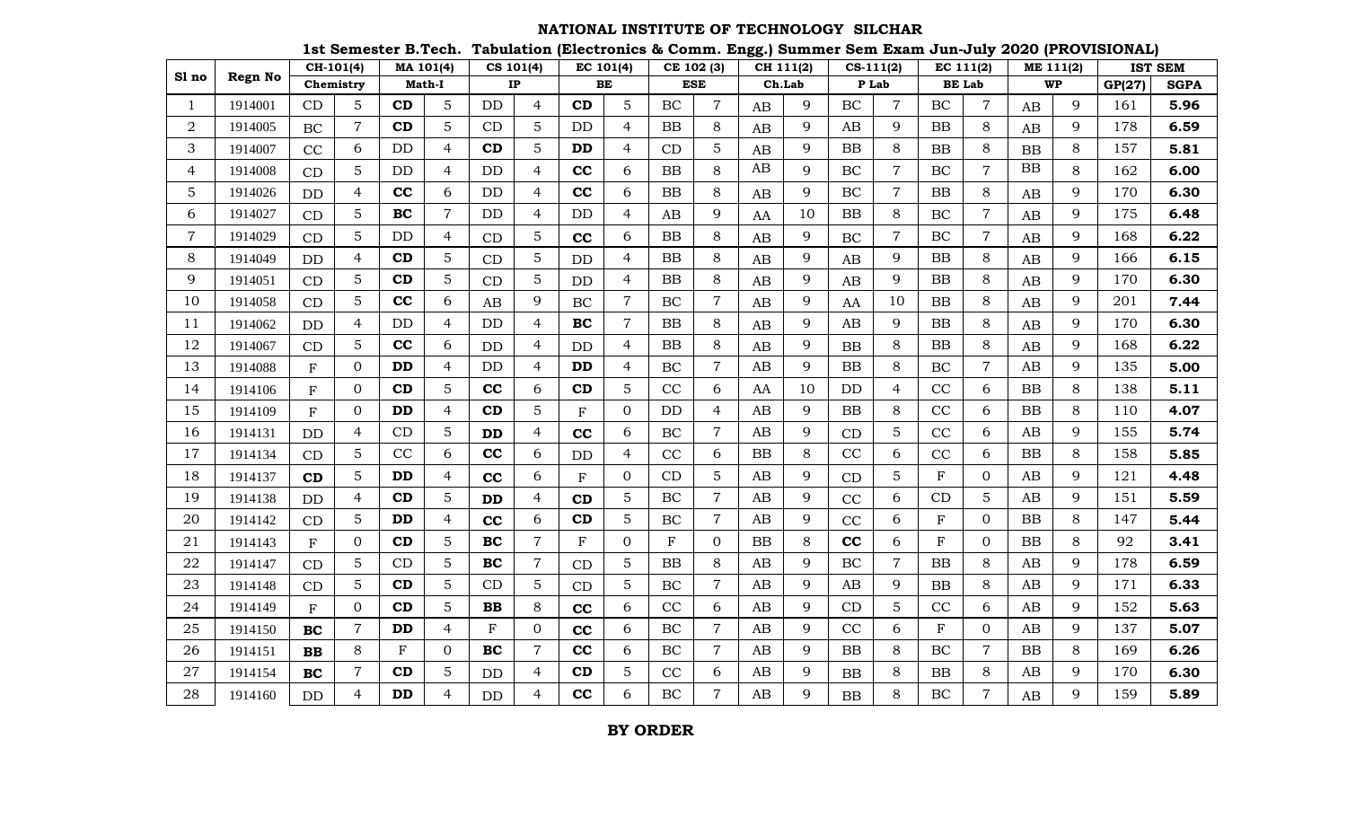# NATIONAL INSTITUTE OF TECHNOLOGY SILCHAR

## 1st Semester B.Tech. Tabulation (Electronics & Comm. Engg.) Summer Sem Exam Jun-July 2020 (PROVISIONAL)

| Sl no | Regn No | CH-101(4) | | MA 101(4) | | CS 101(4) | | EC 101(4) | | CE 102 (3) | | CH 111(2) | | CS-111(2) | | EC 111(2) | | ME 111(2) | | IST SEM | |
|---|---|---|---|---|---|---|---|---|---|---|---|---|---|---|---|---|---|---|---|---|---|
| | | Chemistry | | Math-I | | IP | | BE | | ESE | | Ch.Lab | | P Lab | | BE Lab | | WP | | GP(27) | SGPA |
| 1 | 1914001 | CD | 5 | **CD** | 5 | DD | 4 | **CD** | 5 | BC | 7 | AB | 9 | BC | 7 | BC | 7 | AB | 9 | 161 | **5.96** |
| 2 | 1914005 | BC | 7 | **CD** | 5 | CD | 5 | DD | 4 | BB | 8 | AB | 9 | AB | 9 | BB | 8 | AB | 9 | 178 | **6.59** |
| 3 | 1914007 | CC | 6 | DD | 4 | **CD** | 5 | **DD** | 4 | CD | 5 | AB | 9 | BB | 8 | BB | 8 | BB | 8 | 157 | **5.81** |
| 4 | 1914008 | CD | 5 | DD | 4 | DD | 4 | **CC** | 6 | BB | 8 | AB | 9 | BC | 7 | BC | 7 | BB | 8 | 162 | **6.00** |
| 5 | 1914026 | DD | 4 | **CC** | 6 | DD | 4 | **CC** | 6 | BB | 8 | AB | 9 | BC | 7 | BB | 8 | AB | 9 | 170 | **6.30** |
| 6 | 1914027 | CD | 5 | **BC** | 7 | DD | 4 | DD | 4 | AB | 9 | AA | 10 | BB | 8 | BC | 7 | AB | 9 | 175 | **6.48** |
| 7 | 1914029 | CD | 5 | DD | 4 | CD | 5 | **CC** | 6 | BB | 8 | AB | 9 | BC | 7 | BC | 7 | AB | 9 | 168 | **6.22** |
| 8 | 1914049 | DD | 4 | **CD** | 5 | CD | 5 | DD | 4 | BB | 8 | AB | 9 | AB | 9 | BB | 8 | AB | 9 | 166 | **6.15** |
| 9 | 1914051 | CD | 5 | **CD** | 5 | CD | 5 | DD | 4 | BB | 8 | AB | 9 | AB | 9 | BB | 8 | AB | 9 | 170 | **6.30** |
| 10 | 1914058 | CD | 5 | **CC** | 6 | AB | 9 | BC | 7 | BC | 7 | AB | 9 | AA | 10 | BB | 8 | AB | 9 | 201 | **7.44** |
| 11 | 1914062 | DD | 4 | DD | 4 | DD | 4 | **BC** | 7 | BB | 8 | AB | 9 | AB | 9 | BB | 8 | AB | 9 | 170 | **6.30** |
| 12 | 1914067 | CD | 5 | **CC** | 6 | DD | 4 | DD | 4 | BB | 8 | AB | 9 | BB | 8 | BB | 8 | AB | 9 | 168 | **6.22** |
| 13 | 1914088 | F | 0 | **DD** | 4 | DD | 4 | **DD** | 4 | BC | 7 | AB | 9 | BB | 8 | BC | 7 | AB | 9 | 135 | **5.00** |
| 14 | 1914106 | F | 0 | **CD** | 5 | **CC** | 6 | **CD** | 5 | CC | 6 | AA | 10 | DD | 4 | CC | 6 | BB | 8 | 138 | **5.11** |
| 15 | 1914109 | F | 0 | **DD** | 4 | **CD** | 5 | F | 0 | DD | 4 | AB | 9 | BB | 8 | CC | 6 | BB | 8 | 110 | **4.07** |
| 16 | 1914131 | DD | 4 | CD | 5 | **DD** | 4 | **CC** | 6 | BC | 7 | AB | 9 | CD | 5 | CC | 6 | AB | 9 | 155 | **5.74** |
| 17 | 1914134 | CD | 5 | CC | 6 | **CC** | 6 | DD | 4 | CC | 6 | BB | 8 | CC | 6 | CC | 6 | BB | 8 | 158 | **5.85** |
| 18 | 1914137 | **CD** | 5 | **DD** | 4 | **CC** | 6 | F | 0 | CD | 5 | AB | 9 | CD | 5 | F | 0 | AB | 9 | 121 | **4.48** |
| 19 | 1914138 | DD | 4 | **CD** | 5 | **DD** | 4 | **CD** | 5 | BC | 7 | AB | 9 | CC | 6 | CD | 5 | AB | 9 | 151 | **5.59** |
| 20 | 1914142 | CD | 5 | **DD** | 4 | **CC** | 6 | **CD** | 5 | BC | 7 | AB | 9 | CC | 6 | F | 0 | BB | 8 | 147 | **5.44** |
| 21 | 1914143 | F | 0 | **CD** | 5 | **BC** | 7 | F | 0 | F | 0 | BB | 8 | **CC** | 6 | F | 0 | BB | 8 | 92 | **3.41** |
| 22 | 1914147 | CD | 5 | CD | 5 | **BC** | 7 | CD | 5 | BB | 8 | AB | 9 | BC | 7 | BB | 8 | AB | 9 | 178 | **6.59** |
| 23 | 1914148 | CD | 5 | **CD** | 5 | CD | 5 | CD | 5 | BC | 7 | AB | 9 | AB | 9 | BB | 8 | AB | 9 | 171 | **6.33** |
| 24 | 1914149 | F | 0 | **CD** | 5 | **BB** | 8 | **CC** | 6 | CC | 6 | AB | 9 | CD | 5 | CC | 6 | AB | 9 | 152 | **5.63** |
| 25 | 1914150 | **BC** | 7 | **DD** | 4 | F | 0 | **CC** | 6 | BC | 7 | AB | 9 | CC | 6 | F | 0 | AB | 9 | 137 | **5.07** |
| 26 | 1914151 | **BB** | 8 | F | 0 | **BC** | 7 | **CC** | 6 | BC | 7 | AB | 9 | BB | 8 | BC | 7 | BB | 8 | 169 | **6.26** |
| 27 | 1914154 | **BC** | 7 | **CD** | 5 | DD | 4 | **CD** | 5 | CC | 6 | AB | 9 | BB | 8 | BB | 8 | AB | 9 | 170 | **6.30** |
| 28 | 1914160 | DD | 4 | **DD** | 4 | DD | 4 | **CC** | 6 | BC | 7 | AB | 9 | BB | 8 | BC | 7 | AB | 9 | 159 | **5.89** |

**BY ORDER**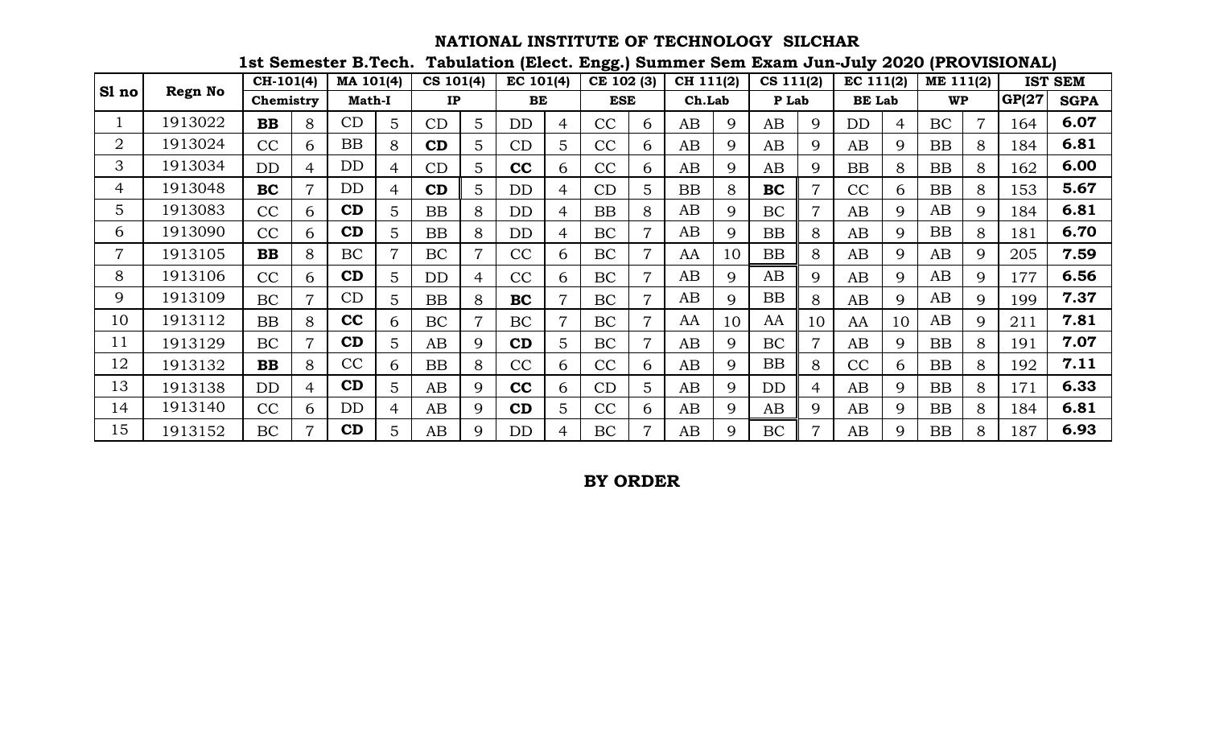# NATIONAL INSTITUTE OF TECHNOLOGY SILCHAR

## 1st Semester B.Tech. Tabulation (Elect. Engg.) Summer Sem Exam Jun-July 2020 (PROVISIONAL)

| Sl no | Regn No | CH-101(4) | | MA 101(4) | | CS 101(4) | | EC 101(4) | | CE 102 (3) | | CH 111(2) | | CS 111(2) | | EC 111(2) | | ME 111(2) | | IST SEM | |
|---|---|---|---|---|---|---|---|---|---|---|---|---|---|---|---|---|---|---|---|---|---|
| | | Chemistry | | Math-I | | IP | | BE | | ESE | | Ch.Lab | | P Lab | | BE Lab | | WP | | GP(27 | SGPA |
| 1 | 1913022 | **BB** | 8 | CD | 5 | CD | 5 | DD | 4 | CC | 6 | AB | 9 | AB | 9 | DD | 4 | BC | 7 | 164 | **6.07** |
| 2 | 1913024 | CC | 6 | BB | 8 | **CD** | 5 | CD | 5 | CC | 6 | AB | 9 | AB | 9 | AB | 9 | BB | 8 | 184 | **6.81** |
| 3 | 1913034 | DD | 4 | DD | 4 | CD | 5 | **CC** | 6 | CC | 6 | AB | 9 | AB | 9 | BB | 8 | BB | 8 | 162 | **6.00** |
| 4 | 1913048 | **BC** | 7 | DD | 4 | **CD** | 5 | DD | 4 | CD | 5 | BB | 8 | **BC** | 7 | CC | 6 | BB | 8 | 153 | **5.67** |
| 5 | 1913083 | CC | 6 | **CD** | 5 | BB | 8 | DD | 4 | BB | 8 | AB | 9 | BC | 7 | AB | 9 | AB | 9 | 184 | **6.81** |
| 6 | 1913090 | CC | 6 | **CD** | 5 | BB | 8 | DD | 4 | BC | 7 | AB | 9 | BB | 8 | AB | 9 | BB | 8 | 181 | **6.70** |
| 7 | 1913105 | **BB** | 8 | BC | 7 | BC | 7 | CC | 6 | BC | 7 | AA | 10 | BB | 8 | AB | 9 | AB | 9 | 205 | **7.59** |
| 8 | 1913106 | CC | 6 | **CD** | 5 | DD | 4 | CC | 6 | BC | 7 | AB | 9 | AB | 9 | AB | 9 | AB | 9 | 177 | **6.56** |
| 9 | 1913109 | BC | 7 | CD | 5 | BB | 8 | **BC** | 7 | BC | 7 | AB | 9 | BB | 8 | AB | 9 | AB | 9 | 199 | **7.37** |
| 10 | 1913112 | BB | 8 | **CC** | 6 | BC | 7 | BC | 7 | BC | 7 | AA | 10 | AA | 10 | AA | 10 | AB | 9 | 211 | **7.81** |
| 11 | 1913129 | BC | 7 | **CD** | 5 | AB | 9 | **CD** | 5 | BC | 7 | AB | 9 | BC | 7 | AB | 9 | BB | 8 | 191 | **7.07** |
| 12 | 1913132 | **BB** | 8 | CC | 6 | BB | 8 | CC | 6 | CC | 6 | AB | 9 | BB | 8 | CC | 6 | BB | 8 | 192 | **7.11** |
| 13 | 1913138 | DD | 4 | **CD** | 5 | AB | 9 | **CC** | 6 | CD | 5 | AB | 9 | DD | 4 | AB | 9 | BB | 8 | 171 | **6.33** |
| 14 | 1913140 | CC | 6 | DD | 4 | AB | 9 | **CD** | 5 | CC | 6 | AB | 9 | AB | 9 | AB | 9 | BB | 8 | 184 | **6.81** |
| 15 | 1913152 | BC | 7 | **CD** | 5 | AB | 9 | DD | 4 | BC | 7 | AB | 9 | BC | 7 | AB | 9 | BB | 8 | 187 | **6.93** |

**BY ORDER**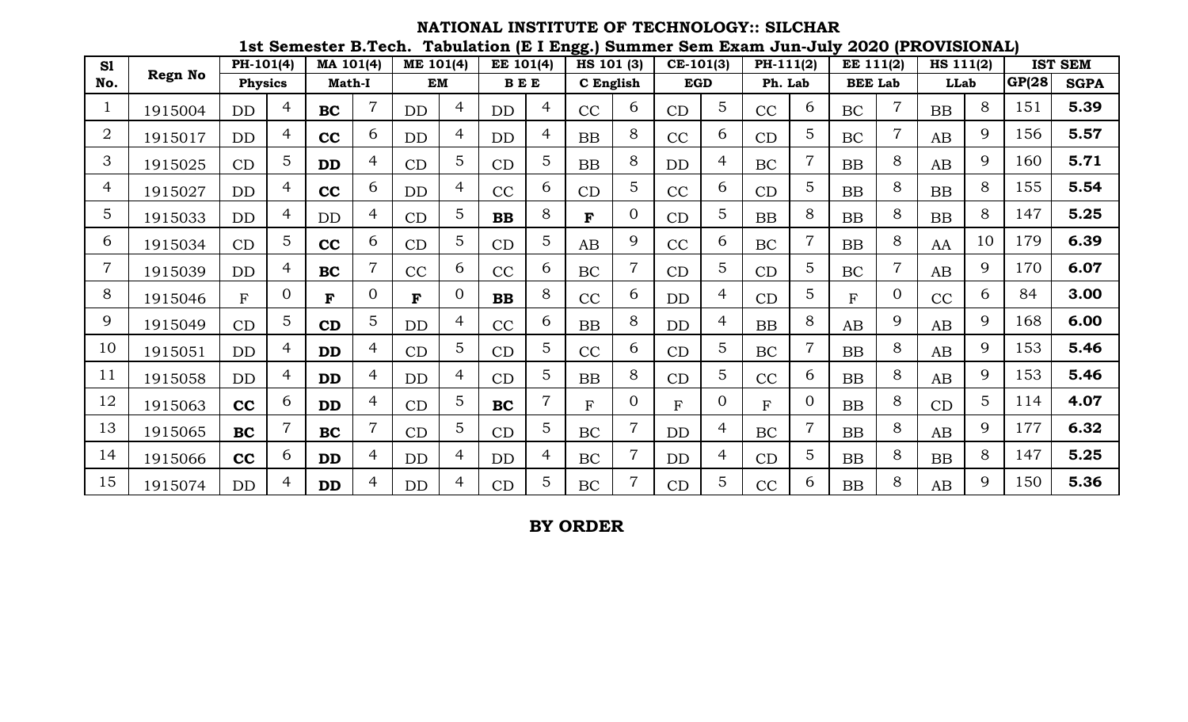# NATIONAL INSTITUTE OF TECHNOLOGY:: SILCHAR

## 1st Semester B.Tech. Tabulation (E I Engg.) Summer Sem Exam Jun-July 2020 (PROVISIONAL)

| Sl No. | Regn No | PH-101(4) | | MA 101(4) | | ME 101(4) | | EE 101(4) | | HS 101 (3) | | CE-101(3) | | PH-111(2) | | EE 111(2) | | HS 111(2) | | IST SEM | |
|---|---|---|---|---|---|---|---|---|---|---|---|---|---|---|---|---|---|---|---|---|---|
| | | Physics | | Math-I | | EM | | B E E | | C English | | EGD | | Ph. Lab | | BEE Lab | | LLab | | GP(28 | SGPA |
| 1 | 1915004 | DD | 4 | **BC** | 7 | DD | 4 | DD | 4 | CC | 6 | CD | 5 | CC | 6 | BC | 7 | BB | 8 | 151 | **5.39** |
| 2 | 1915017 | DD | 4 | **CC** | 6 | DD | 4 | DD | 4 | BB | 8 | CC | 6 | CD | 5 | BC | 7 | AB | 9 | 156 | **5.57** |
| 3 | 1915025 | CD | 5 | **DD** | 4 | CD | 5 | CD | 5 | BB | 8 | DD | 4 | BC | 7 | BB | 8 | AB | 9 | 160 | **5.71** |
| 4 | 1915027 | DD | 4 | **CC** | 6 | DD | 4 | CC | 6 | CD | 5 | CC | 6 | CD | 5 | BB | 8 | BB | 8 | 155 | **5.54** |
| 5 | 1915033 | DD | 4 | DD | 4 | CD | 5 | **BB** | 8 | **F** | 0 | CD | 5 | BB | 8 | BB | 8 | BB | 8 | 147 | **5.25** |
| 6 | 1915034 | CD | 5 | **CC** | 6 | CD | 5 | CD | 5 | AB | 9 | CC | 6 | BC | 7 | BB | 8 | AA | 10 | 179 | **6.39** |
| 7 | 1915039 | DD | 4 | **BC** | 7 | CC | 6 | CC | 6 | BC | 7 | CD | 5 | CD | 5 | BC | 7 | AB | 9 | 170 | **6.07** |
| 8 | 1915046 | F | 0 | **F** | 0 | **F** | 0 | **BB** | 8 | CC | 6 | DD | 4 | CD | 5 | F | 0 | CC | 6 | 84 | **3.00** |
| 9 | 1915049 | CD | 5 | **CD** | 5 | DD | 4 | CC | 6 | BB | 8 | DD | 4 | BB | 8 | AB | 9 | AB | 9 | 168 | **6.00** |
| 10 | 1915051 | DD | 4 | **DD** | 4 | CD | 5 | CD | 5 | CC | 6 | CD | 5 | BC | 7 | BB | 8 | AB | 9 | 153 | **5.46** |
| 11 | 1915058 | DD | 4 | **DD** | 4 | DD | 4 | CD | 5 | BB | 8 | CD | 5 | CC | 6 | BB | 8 | AB | 9 | 153 | **5.46** |
| 12 | 1915063 | **CC** | 6 | **DD** | 4 | CD | 5 | **BC** | 7 | F | 0 | F | 0 | F | 0 | BB | 8 | CD | 5 | 114 | **4.07** |
| 13 | 1915065 | **BC** | 7 | **BC** | 7 | CD | 5 | CD | 5 | BC | 7 | DD | 4 | BC | 7 | BB | 8 | AB | 9 | 177 | **6.32** |
| 14 | 1915066 | **CC** | 6 | **DD** | 4 | DD | 4 | DD | 4 | BC | 7 | DD | 4 | CD | 5 | BB | 8 | BB | 8 | 147 | **5.25** |
| 15 | 1915074 | DD | 4 | **DD** | 4 | DD | 4 | CD | 5 | BC | 7 | CD | 5 | CC | 6 | BB | 8 | AB | 9 | 150 | **5.36** |

**BY ORDER**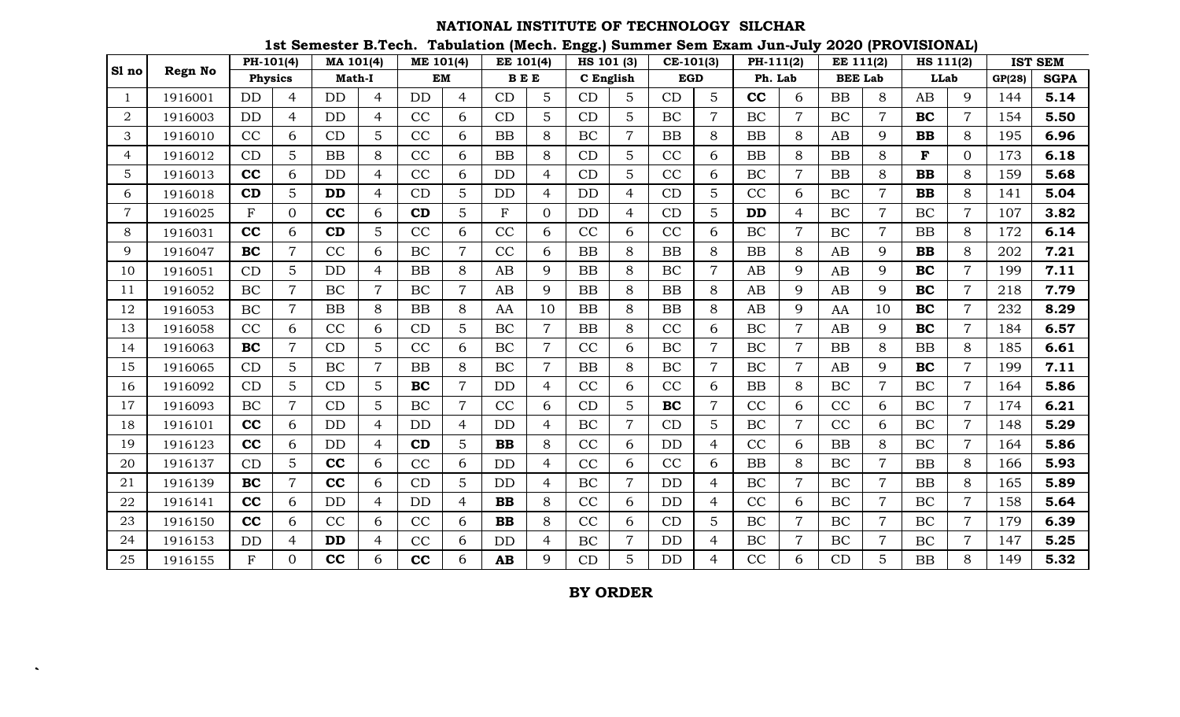# NATIONAL INSTITUTE OF TECHNOLOGY SILCHAR

## 1st Semester B.Tech. Tabulation (Mech. Engg.) Summer Sem Exam Jun-July 2020 (PROVISIONAL)

| Sl no | Regn No | PH-101(4) | | MA 101(4) | | ME 101(4) | | EE 101(4) | | HS 101 (3) | | CE-101(3) | | PH-111(2) | | EE 111(2) | | HS 111(2) | | IST SEM | |
|---|---|---|---|---|---|---|---|---|---|---|---|---|---|---|---|---|---|---|---|---|---|
| | | Physics | | Math-I | | EM | | B E E | | C English | | EGD | | Ph. Lab | | BEE Lab | | LLab | | GP(28) | SGPA |
| 1 | 1916001 | DD | 4 | DD | 4 | DD | 4 | CD | 5 | CD | 5 | CD | 5 | **CC** | 6 | BB | 8 | AB | 9 | 144 | **5.14** |
| 2 | 1916003 | DD | 4 | DD | 4 | CC | 6 | CD | 5 | CD | 5 | BC | 7 | BC | 7 | BC | 7 | **BC** | 7 | 154 | **5.50** |
| 3 | 1916010 | CC | 6 | CD | 5 | CC | 6 | BB | 8 | BC | 7 | BB | 8 | BB | 8 | AB | 9 | **BB** | 8 | 195 | **6.96** |
| 4 | 1916012 | CD | 5 | BB | 8 | CC | 6 | BB | 8 | CD | 5 | CC | 6 | BB | 8 | BB | 8 | **F** | 0 | 173 | **6.18** |
| 5 | 1916013 | **CC** | 6 | DD | 4 | CC | 6 | DD | 4 | CD | 5 | CC | 6 | BC | 7 | BB | 8 | **BB** | 8 | 159 | **5.68** |
| 6 | 1916018 | **CD** | 5 | **DD** | 4 | CD | 5 | DD | 4 | DD | 4 | CD | 5 | CC | 6 | BC | 7 | **BB** | 8 | 141 | **5.04** |
| 7 | 1916025 | F | 0 | **CC** | 6 | **CD** | 5 | F | 0 | DD | 4 | CD | 5 | **DD** | 4 | BC | 7 | BC | 7 | 107 | **3.82** |
| 8 | 1916031 | **CC** | 6 | **CD** | 5 | CC | 6 | CC | 6 | CC | 6 | CC | 6 | BC | 7 | BC | 7 | BB | 8 | 172 | **6.14** |
| 9 | 1916047 | **BC** | 7 | CC | 6 | BC | 7 | CC | 6 | BB | 8 | BB | 8 | BB | 8 | AB | 9 | **BB** | 8 | 202 | **7.21** |
| 10 | 1916051 | CD | 5 | DD | 4 | BB | 8 | AB | 9 | BB | 8 | BC | 7 | AB | 9 | AB | 9 | **BC** | 7 | 199 | **7.11** |
| 11 | 1916052 | BC | 7 | BC | 7 | BC | 7 | AB | 9 | BB | 8 | BB | 8 | AB | 9 | AB | 9 | **BC** | 7 | 218 | **7.79** |
| 12 | 1916053 | BC | 7 | BB | 8 | BB | 8 | AA | 10 | BB | 8 | BB | 8 | AB | 9 | AA | 10 | **BC** | 7 | 232 | **8.29** |
| 13 | 1916058 | CC | 6 | CC | 6 | CD | 5 | BC | 7 | BB | 8 | CC | 6 | BC | 7 | AB | 9 | **BC** | 7 | 184 | **6.57** |
| 14 | 1916063 | **BC** | 7 | CD | 5 | CC | 6 | BC | 7 | CC | 6 | BC | 7 | BC | 7 | BB | 8 | BB | 8 | 185 | **6.61** |
| 15 | 1916065 | CD | 5 | BC | 7 | BB | 8 | BC | 7 | BB | 8 | BC | 7 | BC | 7 | AB | 9 | **BC** | 7 | 199 | **7.11** |
| 16 | 1916092 | CD | 5 | CD | 5 | **BC** | 7 | DD | 4 | CC | 6 | CC | 6 | BB | 8 | BC | 7 | BC | 7 | 164 | **5.86** |
| 17 | 1916093 | BC | 7 | CD | 5 | BC | 7 | CC | 6 | CD | 5 | **BC** | 7 | CC | 6 | CC | 6 | BC | 7 | 174 | **6.21** |
| 18 | 1916101 | **CC** | 6 | DD | 4 | DD | 4 | DD | 4 | BC | 7 | CD | 5 | BC | 7 | CC | 6 | BC | 7 | 148 | **5.29** |
| 19 | 1916123 | **CC** | 6 | DD | 4 | **CD** | 5 | **BB** | 8 | CC | 6 | DD | 4 | CC | 6 | BB | 8 | BC | 7 | 164 | **5.86** |
| 20 | 1916137 | CD | 5 | **CC** | 6 | CC | 6 | DD | 4 | CC | 6 | CC | 6 | BB | 8 | BC | 7 | BB | 8 | 166 | **5.93** |
| 21 | 1916139 | **BC** | 7 | **CC** | 6 | CD | 5 | DD | 4 | BC | 7 | DD | 4 | BC | 7 | BC | 7 | BB | 8 | 165 | **5.89** |
| 22 | 1916141 | **CC** | 6 | DD | 4 | DD | 4 | **BB** | 8 | CC | 6 | DD | 4 | CC | 6 | BC | 7 | BC | 7 | 158 | **5.64** |
| 23 | 1916150 | **CC** | 6 | CC | 6 | CC | 6 | **BB** | 8 | CC | 6 | CD | 5 | BC | 7 | BC | 7 | BC | 7 | 179 | **6.39** |
| 24 | 1916153 | DD | 4 | **DD** | 4 | CC | 6 | DD | 4 | BC | 7 | DD | 4 | BC | 7 | BC | 7 | BC | 7 | 147 | **5.25** |
| 25 | 1916155 | F | 0 | **CC** | 6 | **CC** | 6 | **AB** | 9 | CD | 5 | DD | 4 | CC | 6 | CD | 5 | BB | 8 | 149 | **5.32** |

**BY ORDER**